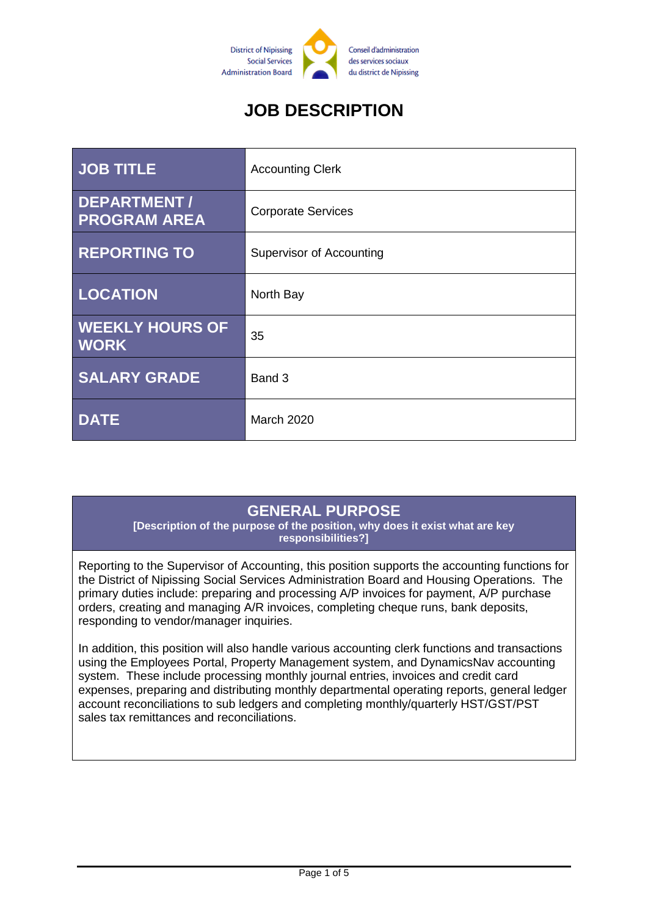District of Nipissing Social Services Administration Board

Conseil d'administration des services sociaux du district de Nipissing

# JOB DESCRIPTION

| | |
|---|---|
| **JOB TITLE** | Accounting Clerk |
| **DEPARTMENT / PROGRAM AREA** | Corporate Services |
| **REPORTING TO** | Supervisor of Accounting |
| **LOCATION** | North Bay |
| **WEEKLY HOURS OF WORK** | 35 |
| **SALARY GRADE** | Band 3 |
| **DATE** | March 2020 |

## GENERAL PURPOSE

**[Description of the purpose of the position, why does it exist what are key responsibilities?]**

Reporting to the Supervisor of Accounting, this position supports the accounting functions for the District of Nipissing Social Services Administration Board and Housing Operations. The primary duties include: preparing and processing A/P invoices for payment, A/P purchase orders, creating and managing A/R invoices, completing cheque runs, bank deposits, responding to vendor/manager inquiries.

In addition, this position will also handle various accounting clerk functions and transactions using the Employees Portal, Property Management system, and DynamicsNav accounting system. These include processing monthly journal entries, invoices and credit card expenses, preparing and distributing monthly departmental operating reports, general ledger account reconciliations to sub ledgers and completing monthly/quarterly HST/GST/PST sales tax remittances and reconciliations.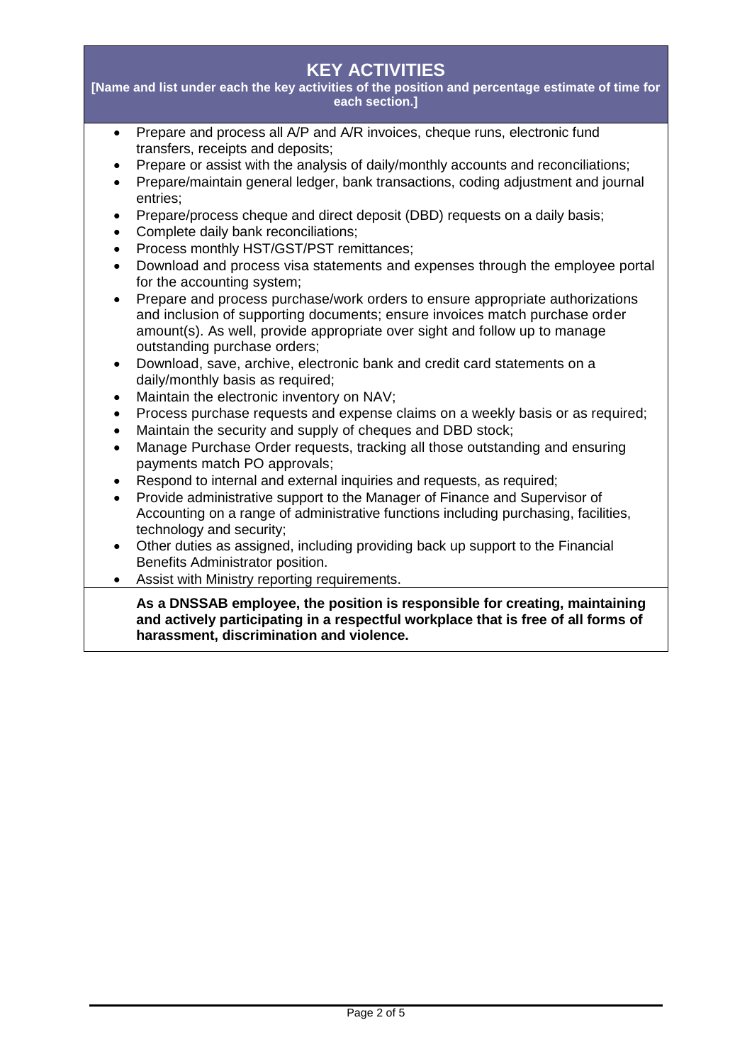## KEY ACTIVITIES

**[Name and list under each the key activities of the position and percentage estimate of time for each section.]**

- Prepare and process all A/P and A/R invoices, cheque runs, electronic fund transfers, receipts and deposits;
- Prepare or assist with the analysis of daily/monthly accounts and reconciliations;
- Prepare/maintain general ledger, bank transactions, coding adjustment and journal entries;
- Prepare/process cheque and direct deposit (DBD) requests on a daily basis;
- Complete daily bank reconciliations;
- Process monthly HST/GST/PST remittances;
- Download and process visa statements and expenses through the employee portal for the accounting system;
- Prepare and process purchase/work orders to ensure appropriate authorizations and inclusion of supporting documents; ensure invoices match purchase order amount(s). As well, provide appropriate over sight and follow up to manage outstanding purchase orders;
- Download, save, archive, electronic bank and credit card statements on a daily/monthly basis as required;
- Maintain the electronic inventory on NAV;
- Process purchase requests and expense claims on a weekly basis or as required;
- Maintain the security and supply of cheques and DBD stock;
- Manage Purchase Order requests, tracking all those outstanding and ensuring payments match PO approvals;
- Respond to internal and external inquiries and requests, as required;
- Provide administrative support to the Manager of Finance and Supervisor of Accounting on a range of administrative functions including purchasing, facilities, technology and security;
- Other duties as assigned, including providing back up support to the Financial Benefits Administrator position.
- Assist with Ministry reporting requirements.

**As a DNSSAB employee, the position is responsible for creating, maintaining and actively participating in a respectful workplace that is free of all forms of harassment, discrimination and violence.**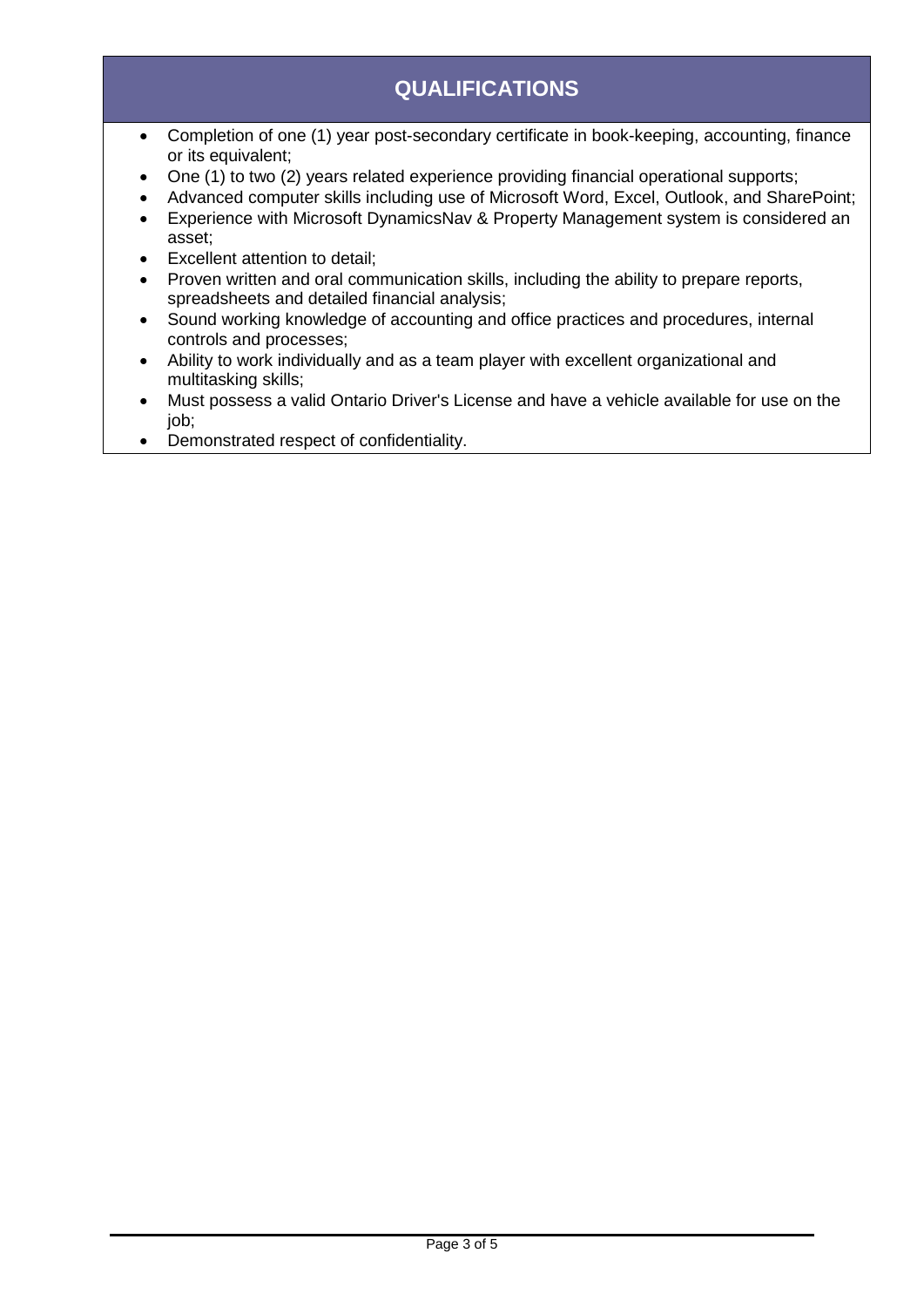## QUALIFICATIONS

- Completion of one (1) year post-secondary certificate in book-keeping, accounting, finance or its equivalent;
- One (1) to two (2) years related experience providing financial operational supports;
- Advanced computer skills including use of Microsoft Word, Excel, Outlook, and SharePoint;
- Experience with Microsoft DynamicsNav & Property Management system is considered an asset;
- Excellent attention to detail;
- Proven written and oral communication skills, including the ability to prepare reports, spreadsheets and detailed financial analysis;
- Sound working knowledge of accounting and office practices and procedures, internal controls and processes;
- Ability to work individually and as a team player with excellent organizational and multitasking skills;
- Must possess a valid Ontario Driver's License and have a vehicle available for use on the job;
- Demonstrated respect of confidentiality.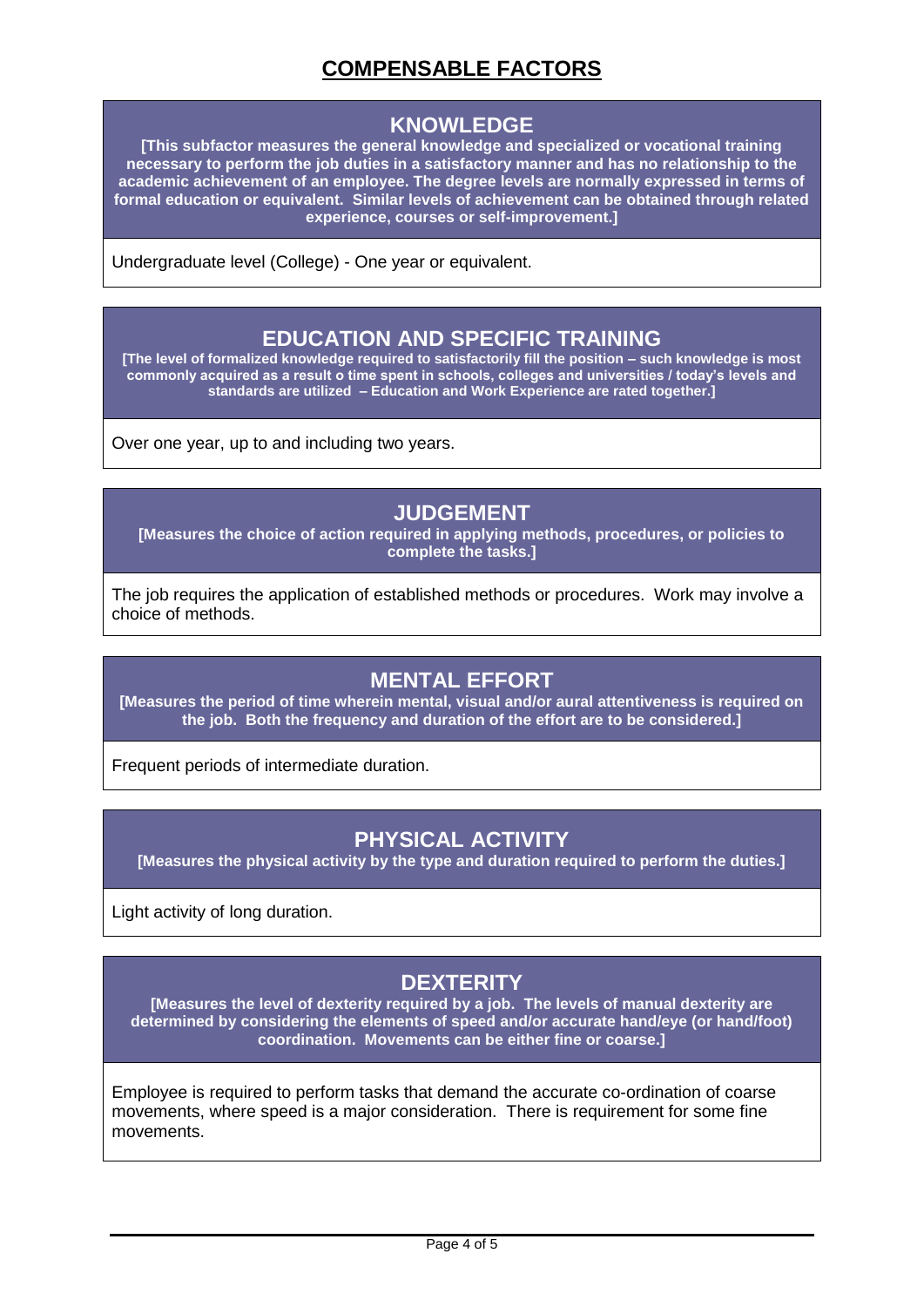# COMPENSABLE FACTORS

## KNOWLEDGE

**[This subfactor measures the general knowledge and specialized or vocational training necessary to perform the job duties in a satisfactory manner and has no relationship to the academic achievement of an employee. The degree levels are normally expressed in terms of formal education or equivalent. Similar levels of achievement can be obtained through related experience, courses or self-improvement.]**

Undergraduate level (College) - One year or equivalent.

## EDUCATION AND SPECIFIC TRAINING

**[The level of formalized knowledge required to satisfactorily fill the position – such knowledge is most commonly acquired as a result o time spent in schools, colleges and universities / today's levels and standards are utilized – Education and Work Experience are rated together.]**

Over one year, up to and including two years.

## JUDGEMENT

**[Measures the choice of action required in applying methods, procedures, or policies to complete the tasks.]**

The job requires the application of established methods or procedures. Work may involve a choice of methods.

## MENTAL EFFORT

**[Measures the period of time wherein mental, visual and/or aural attentiveness is required on the job. Both the frequency and duration of the effort are to be considered.]**

Frequent periods of intermediate duration.

## PHYSICAL ACTIVITY

**[Measures the physical activity by the type and duration required to perform the duties.]**

Light activity of long duration.

## DEXTERITY

**[Measures the level of dexterity required by a job. The levels of manual dexterity are determined by considering the elements of speed and/or accurate hand/eye (or hand/foot) coordination. Movements can be either fine or coarse.]**

Employee is required to perform tasks that demand the accurate co-ordination of coarse movements, where speed is a major consideration. There is requirement for some fine movements.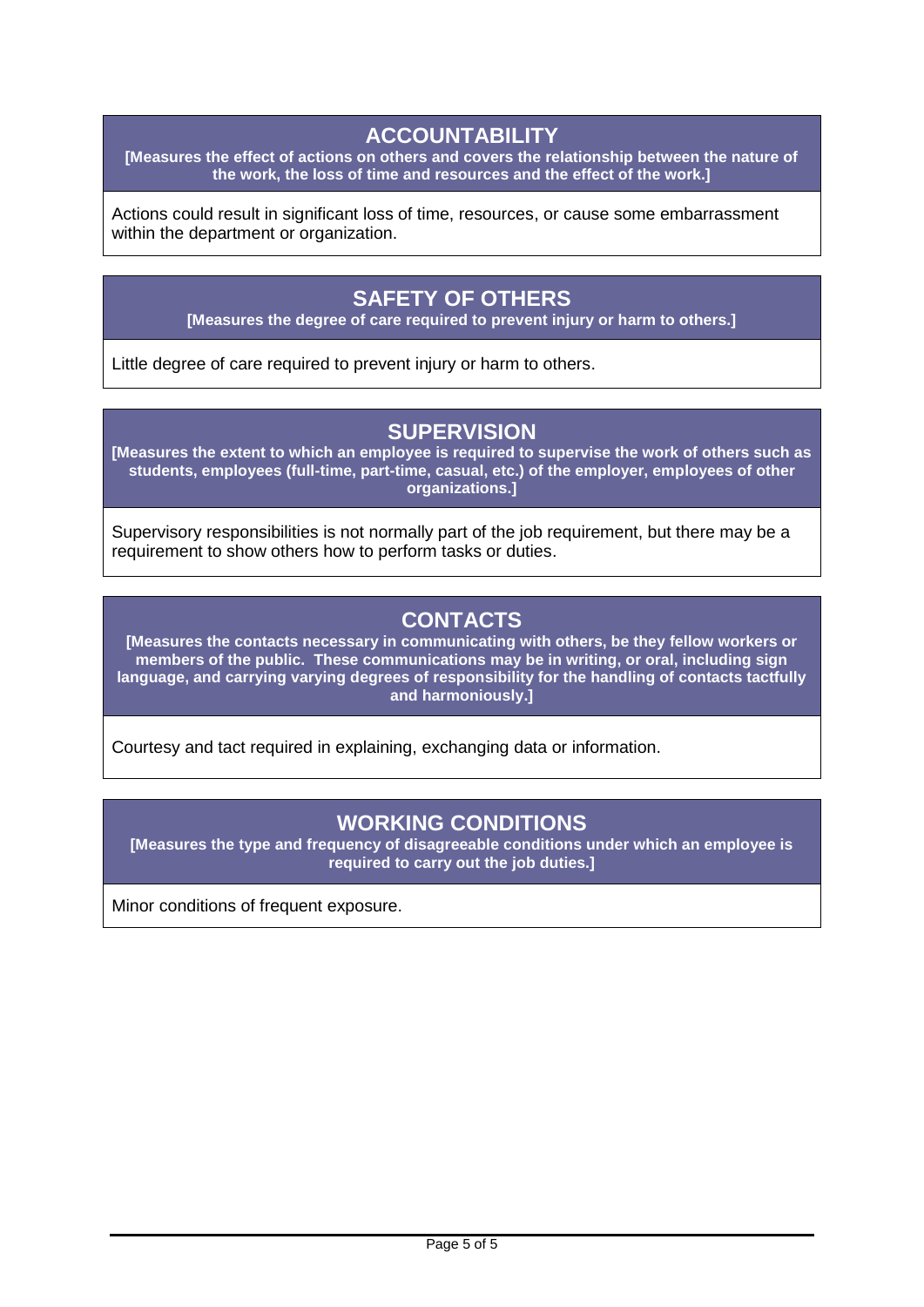## ACCOUNTABILITY

**[Measures the effect of actions on others and covers the relationship between the nature of the work, the loss of time and resources and the effect of the work.]**

Actions could result in significant loss of time, resources, or cause some embarrassment within the department or organization.

## SAFETY OF OTHERS

**[Measures the degree of care required to prevent injury or harm to others.]**

Little degree of care required to prevent injury or harm to others.

## SUPERVISION

**[Measures the extent to which an employee is required to supervise the work of others such as students, employees (full-time, part-time, casual, etc.) of the employer, employees of other organizations.]**

Supervisory responsibilities is not normally part of the job requirement, but there may be a requirement to show others how to perform tasks or duties.

## CONTACTS

**[Measures the contacts necessary in communicating with others, be they fellow workers or members of the public. These communications may be in writing, or oral, including sign language, and carrying varying degrees of responsibility for the handling of contacts tactfully and harmoniously.]**

Courtesy and tact required in explaining, exchanging data or information.

## WORKING CONDITIONS

**[Measures the type and frequency of disagreeable conditions under which an employee is required to carry out the job duties.]**

Minor conditions of frequent exposure.